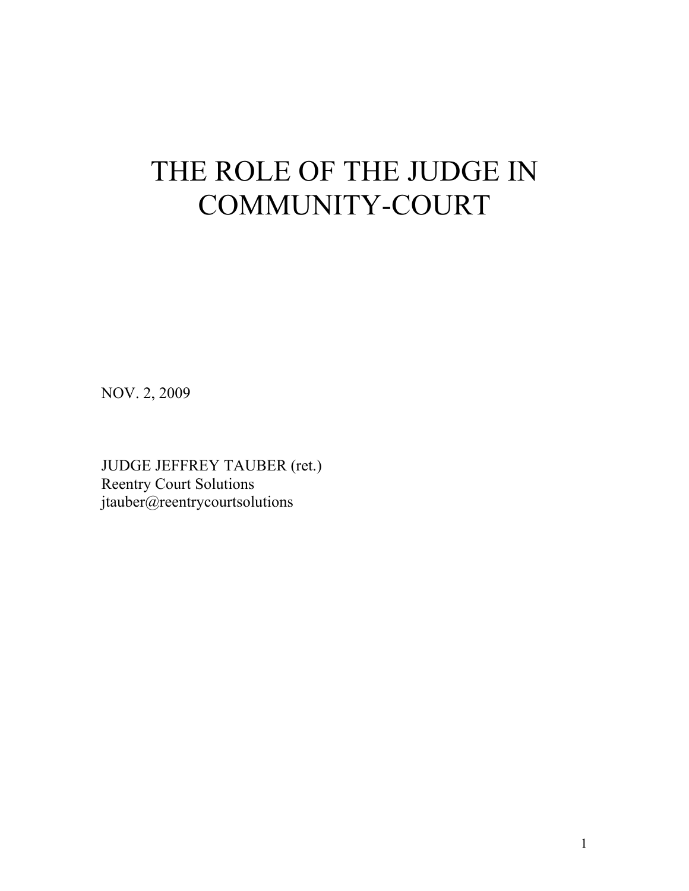# THE ROLE OF THE JUDGE IN COMMUNITY-COURT

NOV. 2, 2009

JUDGE JEFFREY TAUBER (ret.)
Reentry Court Solutions
jtauber@reentrycourtsolutions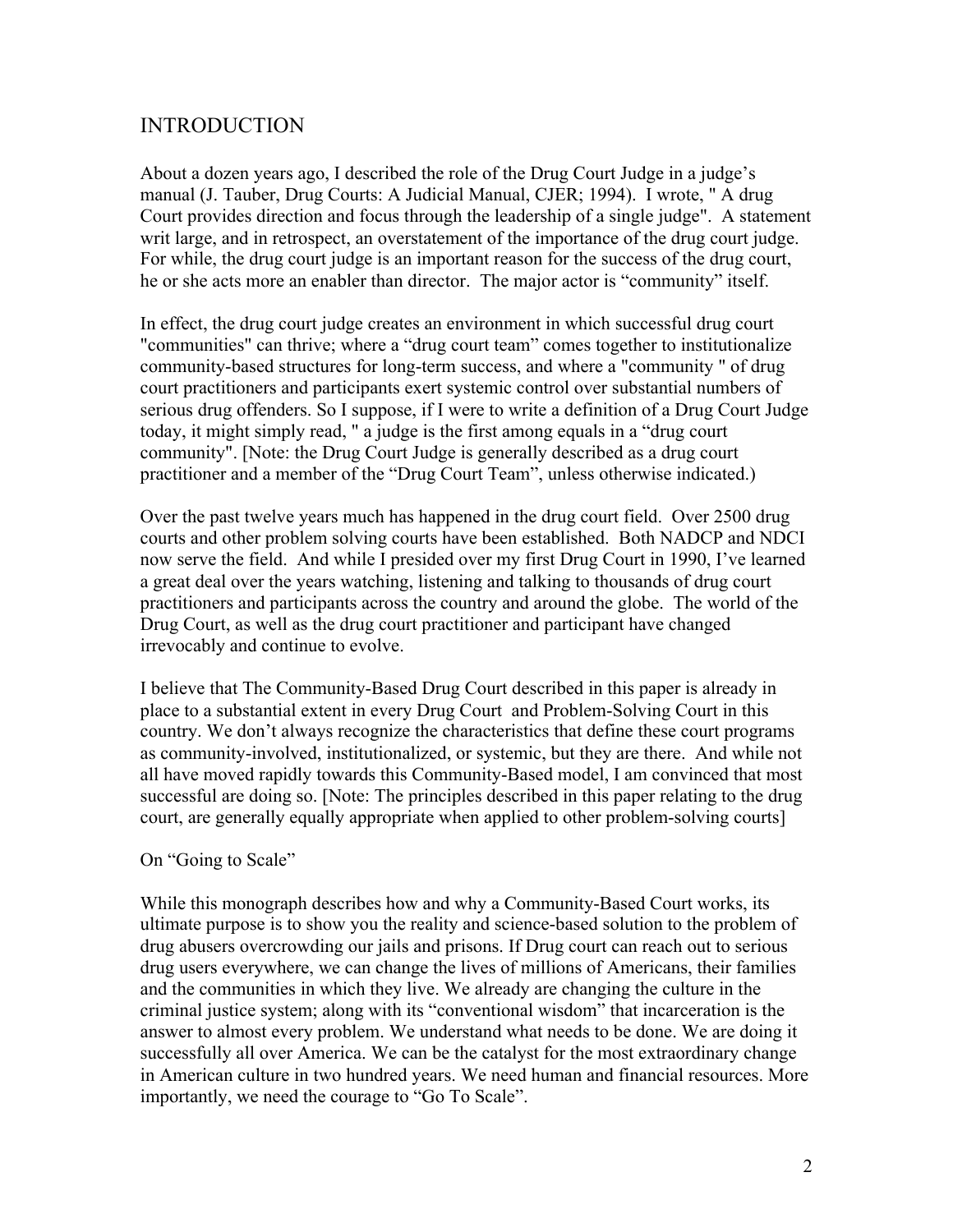# INTRODUCTION

About a dozen years ago, I described the role of the Drug Court Judge in a judge's manual (J. Tauber, Drug Courts: A Judicial Manual, CJER; 1994). I wrote, " A drug Court provides direction and focus through the leadership of a single judge". A statement writ large, and in retrospect, an overstatement of the importance of the drug court judge. For while, the drug court judge is an important reason for the success of the drug court, he or she acts more an enabler than director. The major actor is "community" itself.

In effect, the drug court judge creates an environment in which successful drug court "communities" can thrive; where a "drug court team" comes together to institutionalize community-based structures for long-term success, and where a "community " of drug court practitioners and participants exert systemic control over substantial numbers of serious drug offenders. So I suppose, if I were to write a definition of a Drug Court Judge today, it might simply read, " a judge is the first among equals in a "drug court community". [Note: the Drug Court Judge is generally described as a drug court practitioner and a member of the "Drug Court Team", unless otherwise indicated.)

Over the past twelve years much has happened in the drug court field. Over 2500 drug courts and other problem solving courts have been established. Both NADCP and NDCI now serve the field. And while I presided over my first Drug Court in 1990, I've learned a great deal over the years watching, listening and talking to thousands of drug court practitioners and participants across the country and around the globe. The world of the Drug Court, as well as the drug court practitioner and participant have changed irrevocably and continue to evolve.

I believe that The Community-Based Drug Court described in this paper is already in place to a substantial extent in every Drug Court and Problem-Solving Court in this country. We don't always recognize the characteristics that define these court programs as community-involved, institutionalized, or systemic, but they are there. And while not all have moved rapidly towards this Community-Based model, I am convinced that most successful are doing so. [Note: The principles described in this paper relating to the drug court, are generally equally appropriate when applied to other problem-solving courts]

On "Going to Scale"

While this monograph describes how and why a Community-Based Court works, its ultimate purpose is to show you the reality and science-based solution to the problem of drug abusers overcrowding our jails and prisons. If Drug court can reach out to serious drug users everywhere, we can change the lives of millions of Americans, their families and the communities in which they live. We already are changing the culture in the criminal justice system; along with its "conventional wisdom" that incarceration is the answer to almost every problem. We understand what needs to be done. We are doing it successfully all over America. We can be the catalyst for the most extraordinary change in American culture in two hundred years. We need human and financial resources. More importantly, we need the courage to "Go To Scale".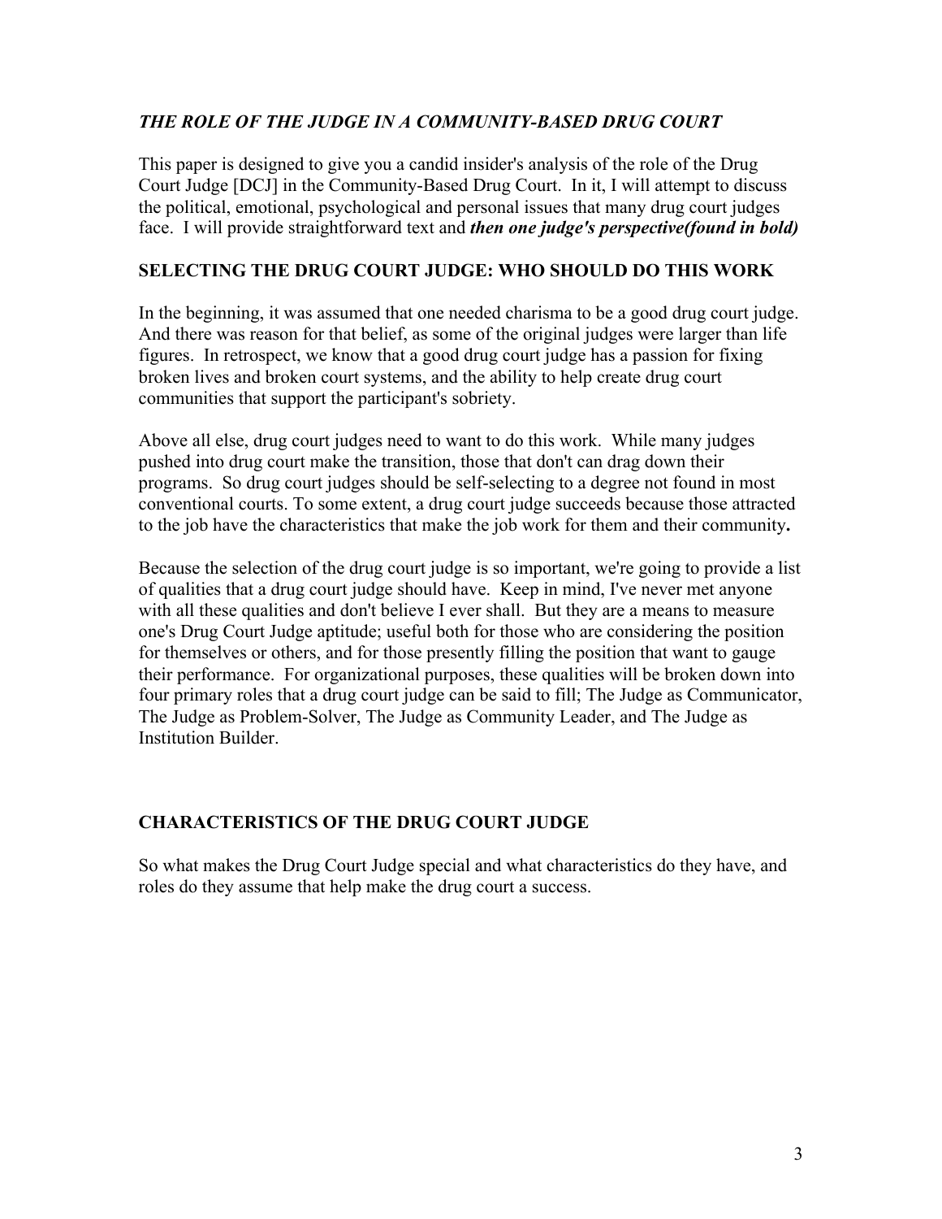### *THE ROLE OF THE JUDGE IN A COMMUNITY-BASED DRUG COURT*

This paper is designed to give you a candid insider's analysis of the role of the Drug Court Judge [DCJ] in the Community-Based Drug Court. In it, I will attempt to discuss the political, emotional, psychological and personal issues that many drug court judges face. I will provide straightforward text and ***then one judge's perspective(found in bold)***

### SELECTING THE DRUG COURT JUDGE: WHO SHOULD DO THIS WORK

In the beginning, it was assumed that one needed charisma to be a good drug court judge. And there was reason for that belief, as some of the original judges were larger than life figures. In retrospect, we know that a good drug court judge has a passion for fixing broken lives and broken court systems, and the ability to help create drug court communities that support the participant's sobriety.

Above all else, drug court judges need to want to do this work. While many judges pushed into drug court make the transition, those that don't can drag down their programs. So drug court judges should be self-selecting to a degree not found in most conventional courts. To some extent, a drug court judge succeeds because those attracted to the job have the characteristics that make the job work for them and their community**.**

Because the selection of the drug court judge is so important, we're going to provide a list of qualities that a drug court judge should have. Keep in mind, I've never met anyone with all these qualities and don't believe I ever shall. But they are a means to measure one's Drug Court Judge aptitude; useful both for those who are considering the position for themselves or others, and for those presently filling the position that want to gauge their performance. For organizational purposes, these qualities will be broken down into four primary roles that a drug court judge can be said to fill; The Judge as Communicator, The Judge as Problem-Solver, The Judge as Community Leader, and The Judge as Institution Builder.

### CHARACTERISTICS OF THE DRUG COURT JUDGE

So what makes the Drug Court Judge special and what characteristics do they have, and roles do they assume that help make the drug court a success.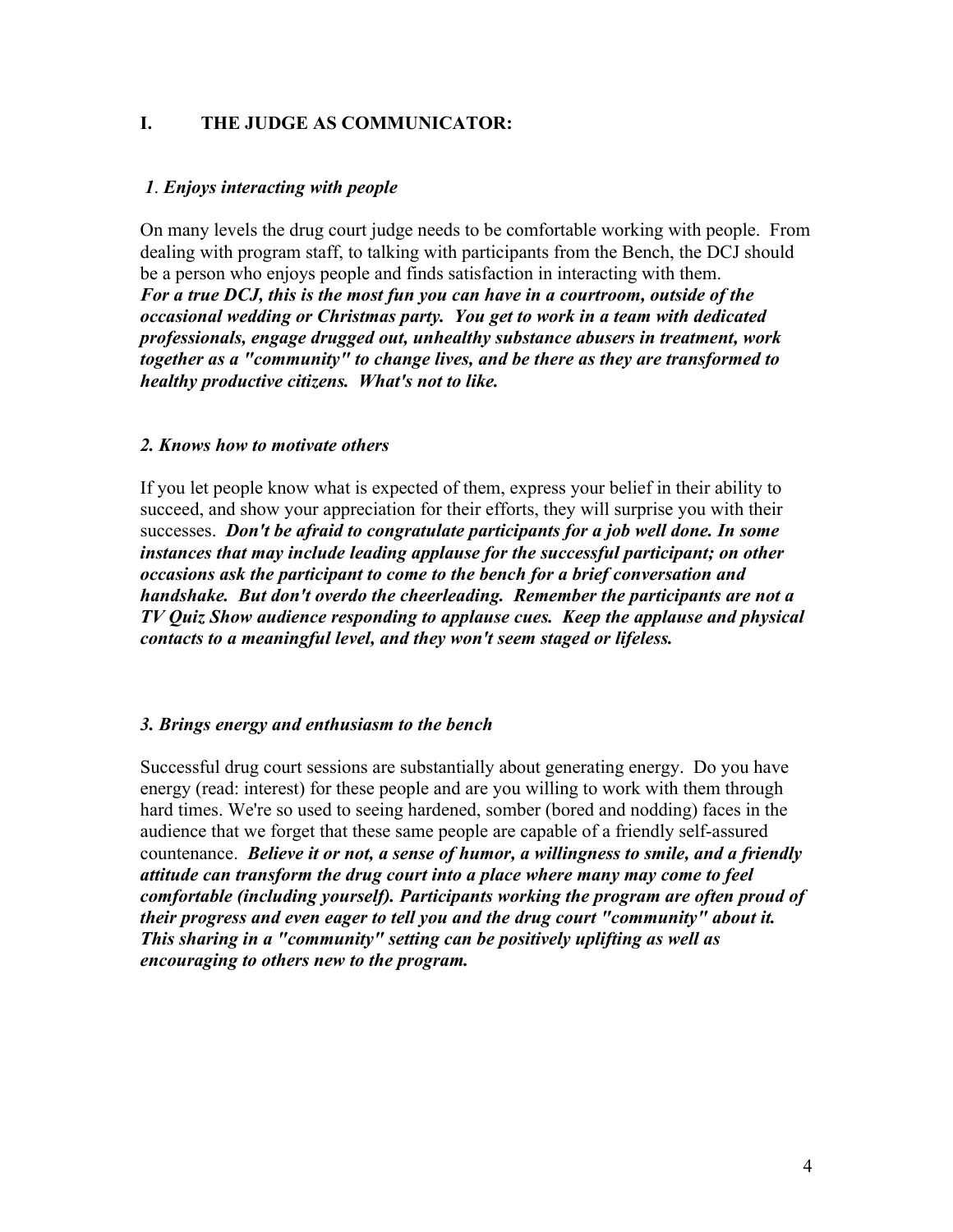## I. THE JUDGE AS COMMUNICATOR:

### *1. Enjoys interacting with people*

On many levels the drug court judge needs to be comfortable working with people. From dealing with program staff, to talking with participants from the Bench, the DCJ should be a person who enjoys people and finds satisfaction in interacting with them. ***For a true DCJ, this is the most fun you can have in a courtroom, outside of the occasional wedding or Christmas party. You get to work in a team with dedicated professionals, engage drugged out, unhealthy substance abusers in treatment, work together as a "community" to change lives, and be there as they are transformed to healthy productive citizens. What's not to like.***

### *2. Knows how to motivate others*

If you let people know what is expected of them, express your belief in their ability to succeed, and show your appreciation for their efforts, they will surprise you with their successes. ***Don't be afraid to congratulate participants for a job well done. In some instances that may include leading applause for the successful participant; on other occasions ask the participant to come to the bench for a brief conversation and handshake. But don't overdo the cheerleading. Remember the participants are not a TV Quiz Show audience responding to applause cues. Keep the applause and physical contacts to a meaningful level, and they won't seem staged or lifeless.***

### *3. Brings energy and enthusiasm to the bench*

Successful drug court sessions are substantially about generating energy. Do you have energy (read: interest) for these people and are you willing to work with them through hard times. We're so used to seeing hardened, somber (bored and nodding) faces in the audience that we forget that these same people are capable of a friendly self-assured countenance. ***Believe it or not, a sense of humor, a willingness to smile, and a friendly attitude can transform the drug court into a place where many may come to feel comfortable (including yourself). Participants working the program are often proud of their progress and even eager to tell you and the drug court "community" about it. This sharing in a "community" setting can be positively uplifting as well as encouraging to others new to the program.***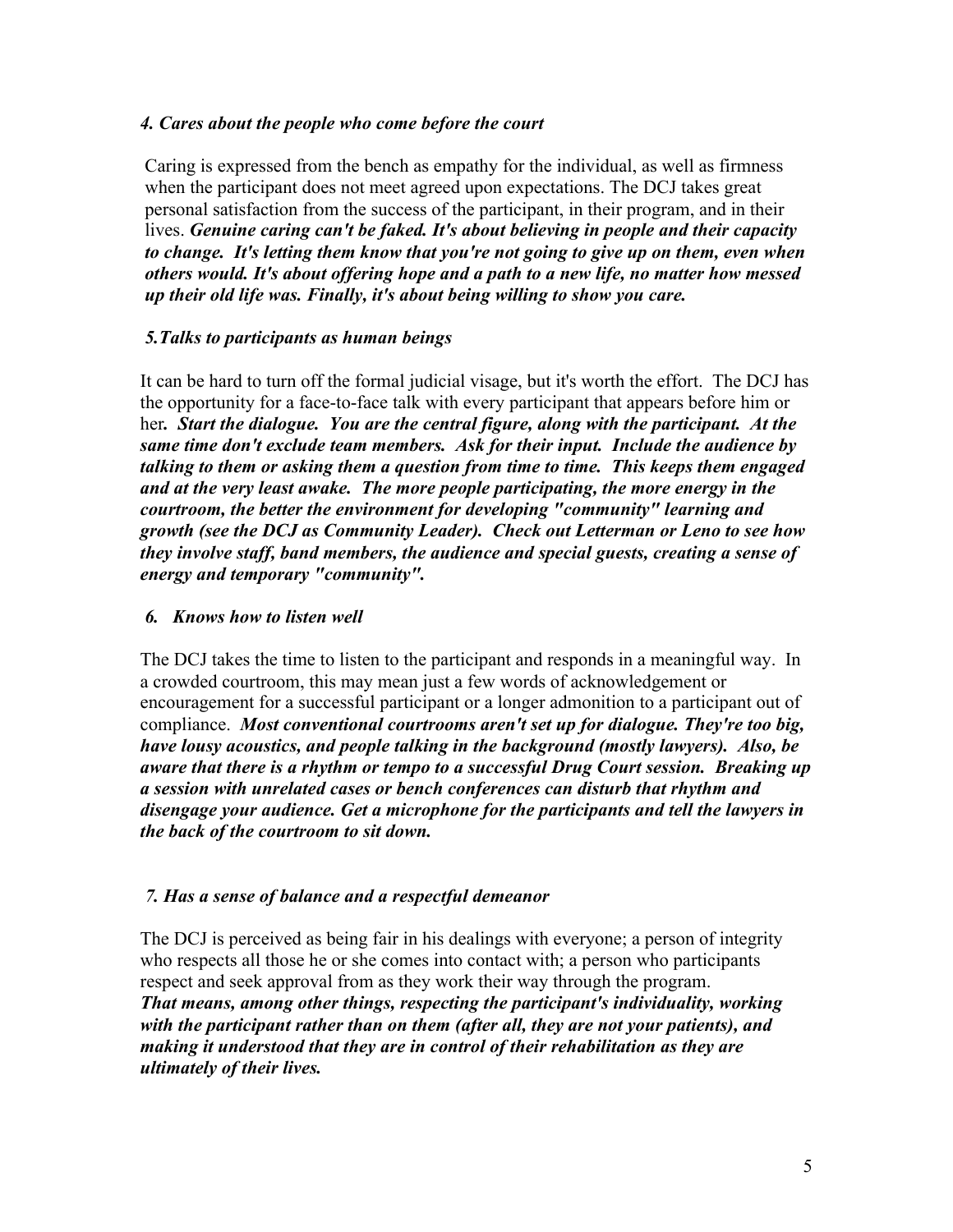### *4. Cares about the people who come before the court*

Caring is expressed from the bench as empathy for the individual, as well as firmness when the participant does not meet agreed upon expectations. The DCJ takes great personal satisfaction from the success of the participant, in their program, and in their lives. ***Genuine caring can't be faked. It's about believing in people and their capacity to change. It's letting them know that you're not going to give up on them, even when others would. It's about offering hope and a path to a new life, no matter how messed up their old life was. Finally, it's about being willing to show you care.***

### *5. Talks to participants as human beings*

It can be hard to turn off the formal judicial visage, but it's worth the effort. The DCJ has the opportunity for a face-to-face talk with every participant that appears before him or her***. Start the dialogue. You are the central figure, along with the participant. At the same time don't exclude team members. Ask for their input. Include the audience by talking to them or asking them a question from time to time. This keeps them engaged and at the very least awake. The more people participating, the more energy in the courtroom, the better the environment for developing "community" learning and growth (see the DCJ as Community Leader). Check out Letterman or Leno to see how they involve staff, band members, the audience and special guests, creating a sense of energy and temporary "community".***

### *6. Knows how to listen well*

The DCJ takes the time to listen to the participant and responds in a meaningful way. In a crowded courtroom, this may mean just a few words of acknowledgement or encouragement for a successful participant or a longer admonition to a participant out of compliance. ***Most conventional courtrooms aren't set up for dialogue. They're too big, have lousy acoustics, and people talking in the background (mostly lawyers). Also, be aware that there is a rhythm or tempo to a successful Drug Court session. Breaking up a session with unrelated cases or bench conferences can disturb that rhythm and disengage your audience. Get a microphone for the participants and tell the lawyers in the back of the courtroom to sit down.***

### *7. Has a sense of balance and a respectful demeanor*

The DCJ is perceived as being fair in his dealings with everyone; a person of integrity who respects all those he or she comes into contact with; a person who participants respect and seek approval from as they work their way through the program. ***That means, among other things, respecting the participant's individuality, working with the participant rather than on them (after all, they are not your patients), and making it understood that they are in control of their rehabilitation as they are ultimately of their lives.***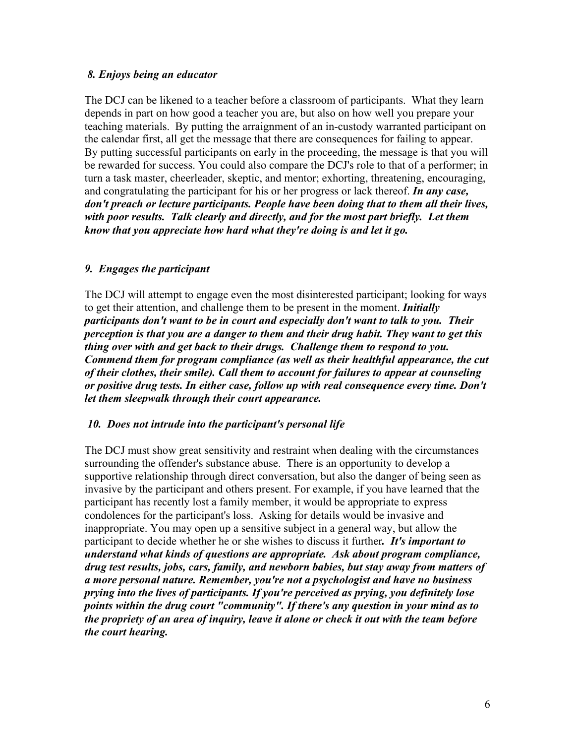### *8. Enjoys being an educator*

The DCJ can be likened to a teacher before a classroom of participants. What they learn depends in part on how good a teacher you are, but also on how well you prepare your teaching materials. By putting the arraignment of an in-custody warranted participant on the calendar first, all get the message that there are consequences for failing to appear. By putting successful participants on early in the proceeding, the message is that you will be rewarded for success. You could also compare the DCJ's role to that of a performer; in turn a task master, cheerleader, skeptic, and mentor; exhorting, threatening, encouraging, and congratulating the participant for his or her progress or lack thereof. ***In any case, don't preach or lecture participants. People have been doing that to them all their lives, with poor results. Talk clearly and directly, and for the most part briefly. Let them know that you appreciate how hard what they're doing is and let it go.***

### *9. Engages the participant*

The DCJ will attempt to engage even the most disinterested participant; looking for ways to get their attention, and challenge them to be present in the moment. ***Initially participants don't want to be in court and especially don't want to talk to you. Their perception is that you are a danger to them and their drug habit. They want to get this thing over with and get back to their drugs. Challenge them to respond to you. Commend them for program compliance (as well as their healthful appearance, the cut of their clothes, their smile). Call them to account for failures to appear at counseling or positive drug tests. In either case, follow up with real consequence every time. Don't let them sleepwalk through their court appearance.***

### *10. Does not intrude into the participant's personal life*

The DCJ must show great sensitivity and restraint when dealing with the circumstances surrounding the offender's substance abuse. There is an opportunity to develop a supportive relationship through direct conversation, but also the danger of being seen as invasive by the participant and others present. For example, if you have learned that the participant has recently lost a family member, it would be appropriate to express condolences for the participant's loss. Asking for details would be invasive and inappropriate. You may open up a sensitive subject in a general way, but allow the participant to decide whether he or she wishes to discuss it further***. It's important to understand what kinds of questions are appropriate. Ask about program compliance, drug test results, jobs, cars, family, and newborn babies, but stay away from matters of a more personal nature. Remember, you're not a psychologist and have no business prying into the lives of participants. If you're perceived as prying, you definitely lose points within the drug court "community". If there's any question in your mind as to the propriety of an area of inquiry, leave it alone or check it out with the team before the court hearing.***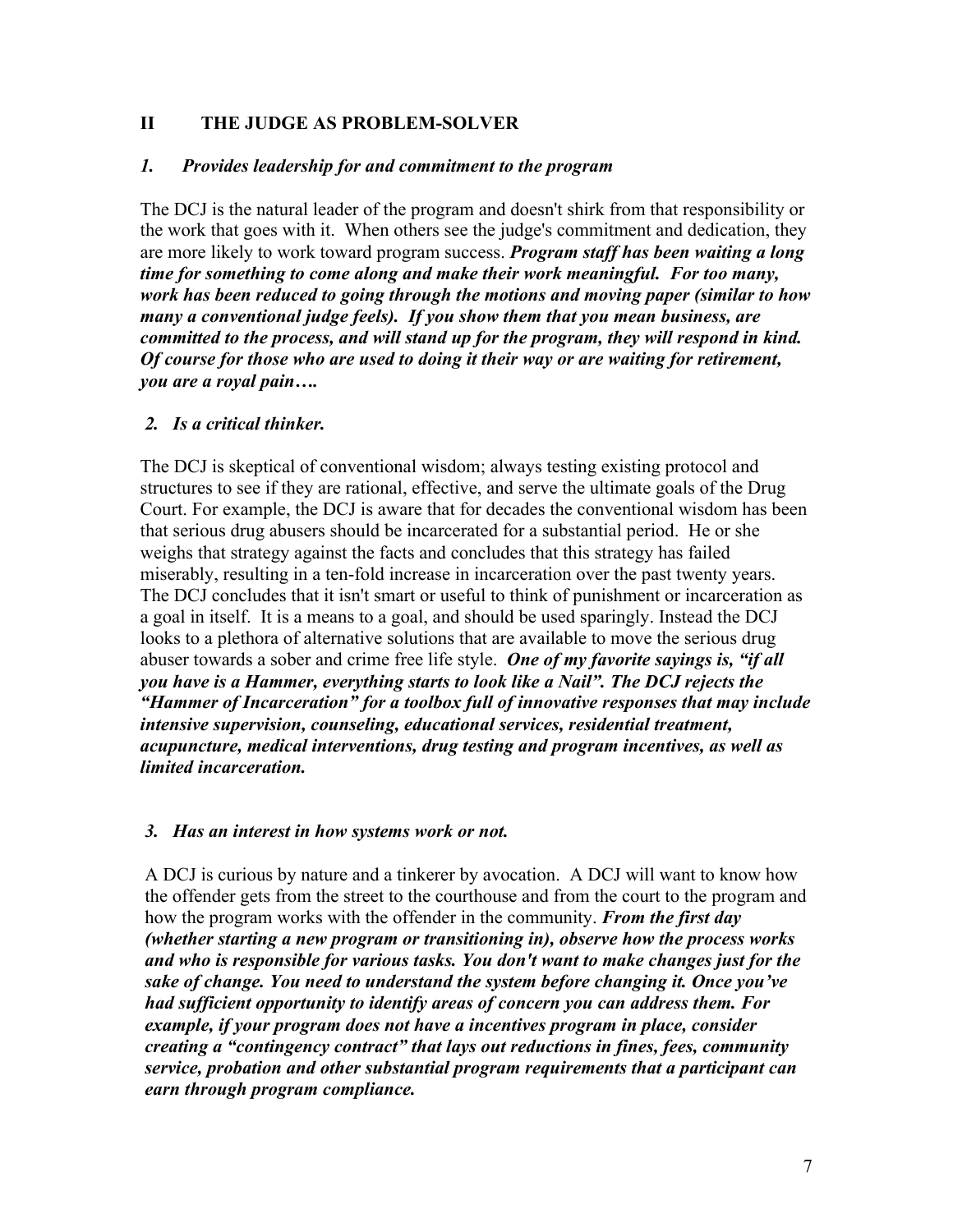## II THE JUDGE AS PROBLEM-SOLVER

### *1. Provides leadership for and commitment to the program*

The DCJ is the natural leader of the program and doesn't shirk from that responsibility or the work that goes with it. When others see the judge's commitment and dedication, they are more likely to work toward program success. ***Program staff has been waiting a long time for something to come along and make their work meaningful. For too many, work has been reduced to going through the motions and moving paper (similar to how many a conventional judge feels). If you show them that you mean business, are committed to the process, and will stand up for the program, they will respond in kind. Of course for those who are used to doing it their way or are waiting for retirement, you are a royal pain….***

### *2. Is a critical thinker.*

The DCJ is skeptical of conventional wisdom; always testing existing protocol and structures to see if they are rational, effective, and serve the ultimate goals of the Drug Court. For example, the DCJ is aware that for decades the conventional wisdom has been that serious drug abusers should be incarcerated for a substantial period. He or she weighs that strategy against the facts and concludes that this strategy has failed miserably, resulting in a ten-fold increase in incarceration over the past twenty years. The DCJ concludes that it isn't smart or useful to think of punishment or incarceration as a goal in itself. It is a means to a goal, and should be used sparingly. Instead the DCJ looks to a plethora of alternative solutions that are available to move the serious drug abuser towards a sober and crime free life style. ***One of my favorite sayings is, "if all you have is a Hammer, everything starts to look like a Nail". The DCJ rejects the "Hammer of Incarceration" for a toolbox full of innovative responses that may include intensive supervision, counseling, educational services, residential treatment, acupuncture, medical interventions, drug testing and program incentives, as well as limited incarceration.***

### *3. Has an interest in how systems work or not.*

A DCJ is curious by nature and a tinkerer by avocation. A DCJ will want to know how the offender gets from the street to the courthouse and from the court to the program and how the program works with the offender in the community. ***From the first day (whether starting a new program or transitioning in), observe how the process works and who is responsible for various tasks. You don't want to make changes just for the sake of change. You need to understand the system before changing it. Once you've had sufficient opportunity to identify areas of concern you can address them. For example, if your program does not have a incentives program in place, consider creating a "contingency contract" that lays out reductions in fines, fees, community service, probation and other substantial program requirements that a participant can earn through program compliance.***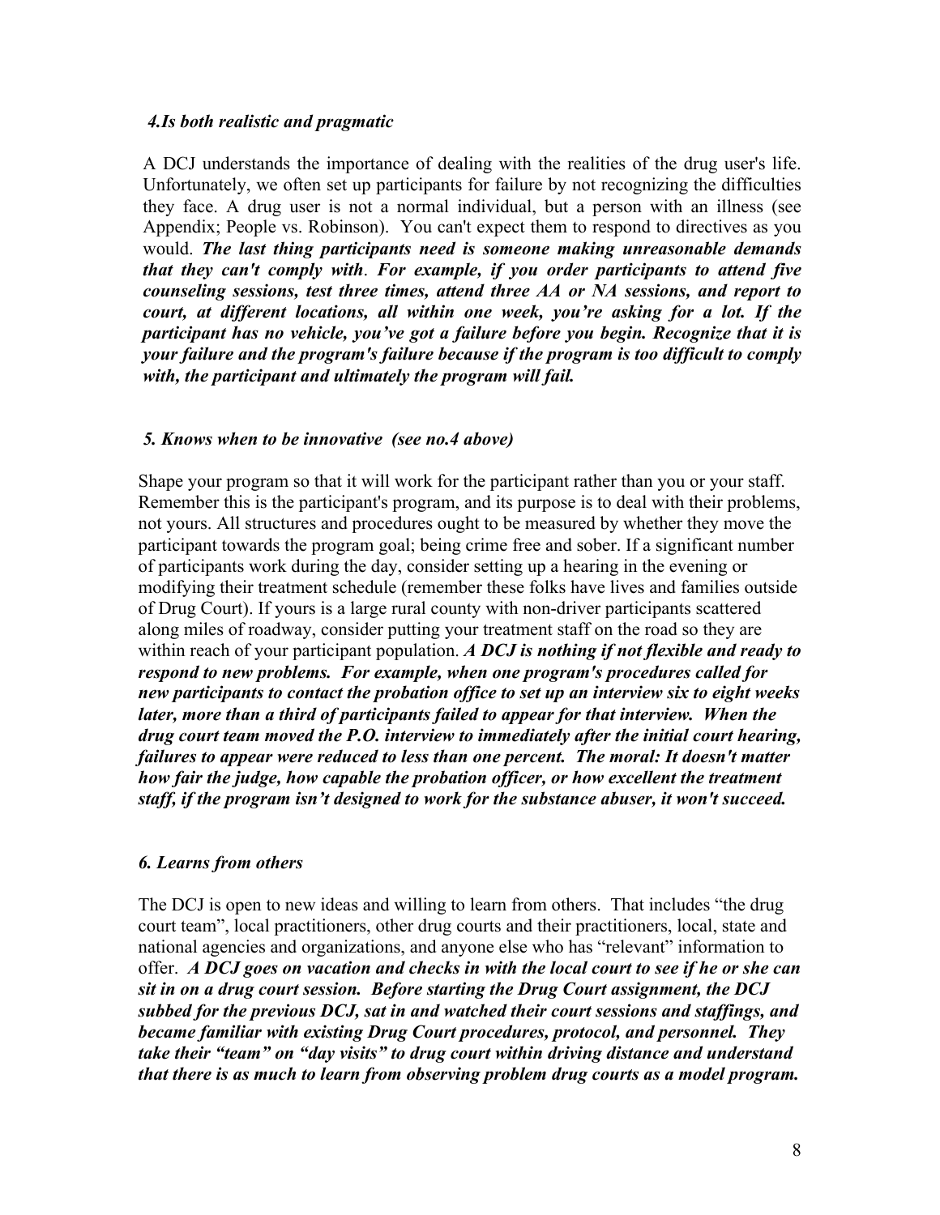### *4.Is both realistic and pragmatic*

A DCJ understands the importance of dealing with the realities of the drug user's life. Unfortunately, we often set up participants for failure by not recognizing the difficulties they face. A drug user is not a normal individual, but a person with an illness (see Appendix; People vs. Robinson). You can't expect them to respond to directives as you would. ***The last thing participants need is someone making unreasonable demands that they can't comply with*. *For example, if you order participants to attend five counseling sessions, test three times, attend three AA or NA sessions, and report to court, at different locations, all within one week, you're asking for a lot. If the participant has no vehicle, you've got a failure before you begin. Recognize that it is your failure and the program's failure because if the program is too difficult to comply with, the participant and ultimately the program will fail.***

### *5. Knows when to be innovative (see no.4 above)*

Shape your program so that it will work for the participant rather than you or your staff. Remember this is the participant's program, and its purpose is to deal with their problems, not yours. All structures and procedures ought to be measured by whether they move the participant towards the program goal; being crime free and sober. If a significant number of participants work during the day, consider setting up a hearing in the evening or modifying their treatment schedule (remember these folks have lives and families outside of Drug Court). If yours is a large rural county with non-driver participants scattered along miles of roadway, consider putting your treatment staff on the road so they are within reach of your participant population. ***A DCJ is nothing if not flexible and ready to respond to new problems. For example, when one program's procedures called for new participants to contact the probation office to set up an interview six to eight weeks later, more than a third of participants failed to appear for that interview. When the drug court team moved the P.O. interview to immediately after the initial court hearing, failures to appear were reduced to less than one percent. The moral: It doesn't matter how fair the judge, how capable the probation officer, or how excellent the treatment staff, if the program isn't designed to work for the substance abuser, it won't succeed.***

### *6. Learns from others*

The DCJ is open to new ideas and willing to learn from others. That includes "the drug court team", local practitioners, other drug courts and their practitioners, local, state and national agencies and organizations, and anyone else who has "relevant" information to offer. ***A DCJ goes on vacation and checks in with the local court to see if he or she can sit in on a drug court session. Before starting the Drug Court assignment, the DCJ subbed for the previous DCJ, sat in and watched their court sessions and staffings, and became familiar with existing Drug Court procedures, protocol, and personnel. They take their "team" on "day visits" to drug court within driving distance and understand that there is as much to learn from observing problem drug courts as a model program.***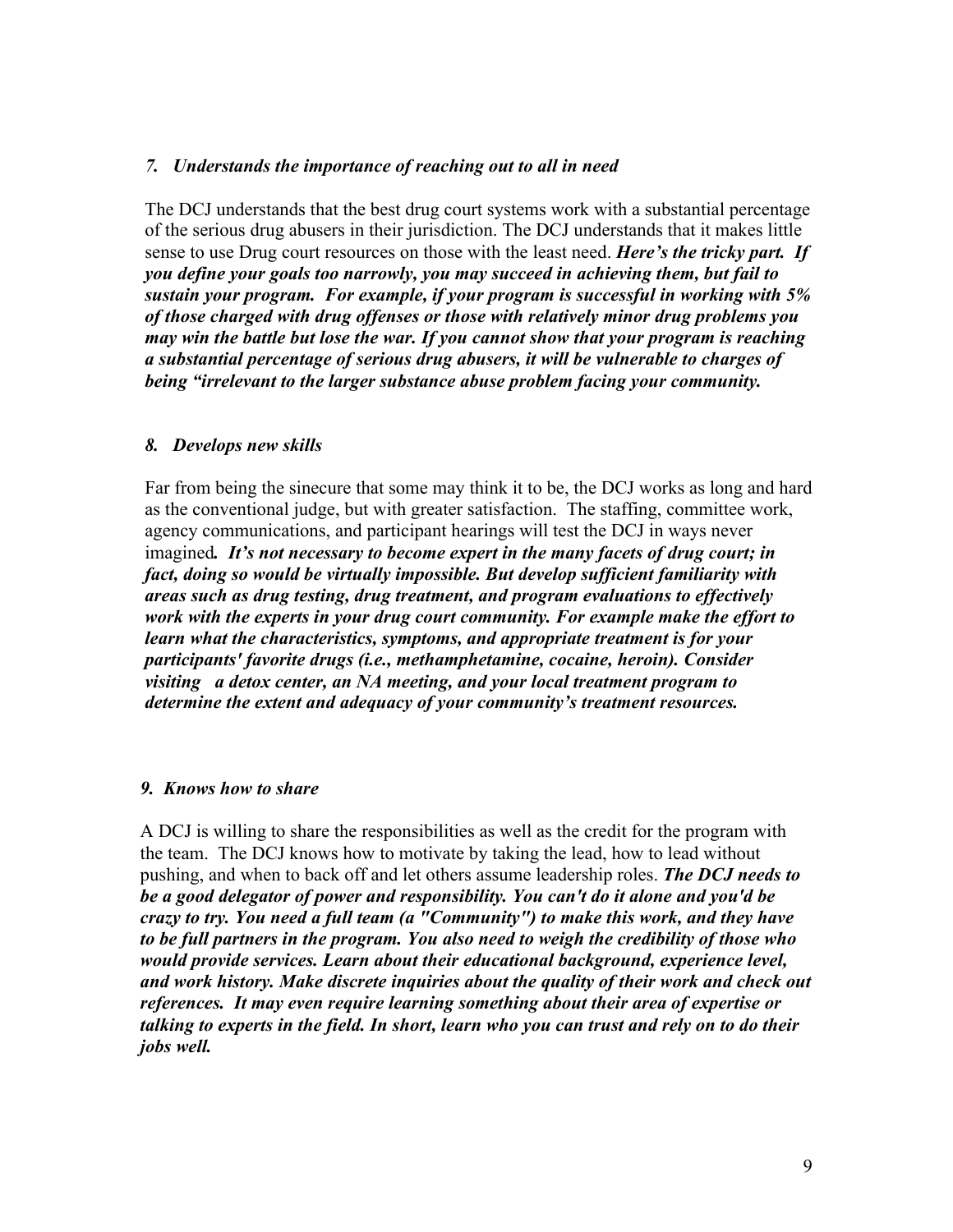### *7. Understands the importance of reaching out to all in need*

The DCJ understands that the best drug court systems work with a substantial percentage of the serious drug abusers in their jurisdiction. The DCJ understands that it makes little sense to use Drug court resources on those with the least need. ***Here's the tricky part. If you define your goals too narrowly, you may succeed in achieving them, but fail to sustain your program. For example, if your program is successful in working with 5% of those charged with drug offenses or those with relatively minor drug problems you may win the battle but lose the war. If you cannot show that your program is reaching a substantial percentage of serious drug abusers, it will be vulnerable to charges of being "irrelevant to the larger substance abuse problem facing your community.***

### *8. Develops new skills*

Far from being the sinecure that some may think it to be, the DCJ works as long and hard as the conventional judge, but with greater satisfaction. The staffing, committee work, agency communications, and participant hearings will test the DCJ in ways never imagined***. It's not necessary to become expert in the many facets of drug court; in fact, doing so would be virtually impossible. But develop sufficient familiarity with areas such as drug testing, drug treatment, and program evaluations to effectively work with the experts in your drug court community. For example make the effort to learn what the characteristics, symptoms, and appropriate treatment is for your participants' favorite drugs (i.e., methamphetamine, cocaine, heroin). Consider visiting a detox center, an NA meeting, and your local treatment program to determine the extent and adequacy of your community's treatment resources.***

### *9. Knows how to share*

A DCJ is willing to share the responsibilities as well as the credit for the program with the team. The DCJ knows how to motivate by taking the lead, how to lead without pushing, and when to back off and let others assume leadership roles. ***The DCJ needs to be a good delegator of power and responsibility. You can't do it alone and you'd be crazy to try. You need a full team (a "Community") to make this work, and they have to be full partners in the program. You also need to weigh the credibility of those who would provide services. Learn about their educational background, experience level, and work history. Make discrete inquiries about the quality of their work and check out references. It may even require learning something about their area of expertise or talking to experts in the field. In short, learn who you can trust and rely on to do their jobs well.***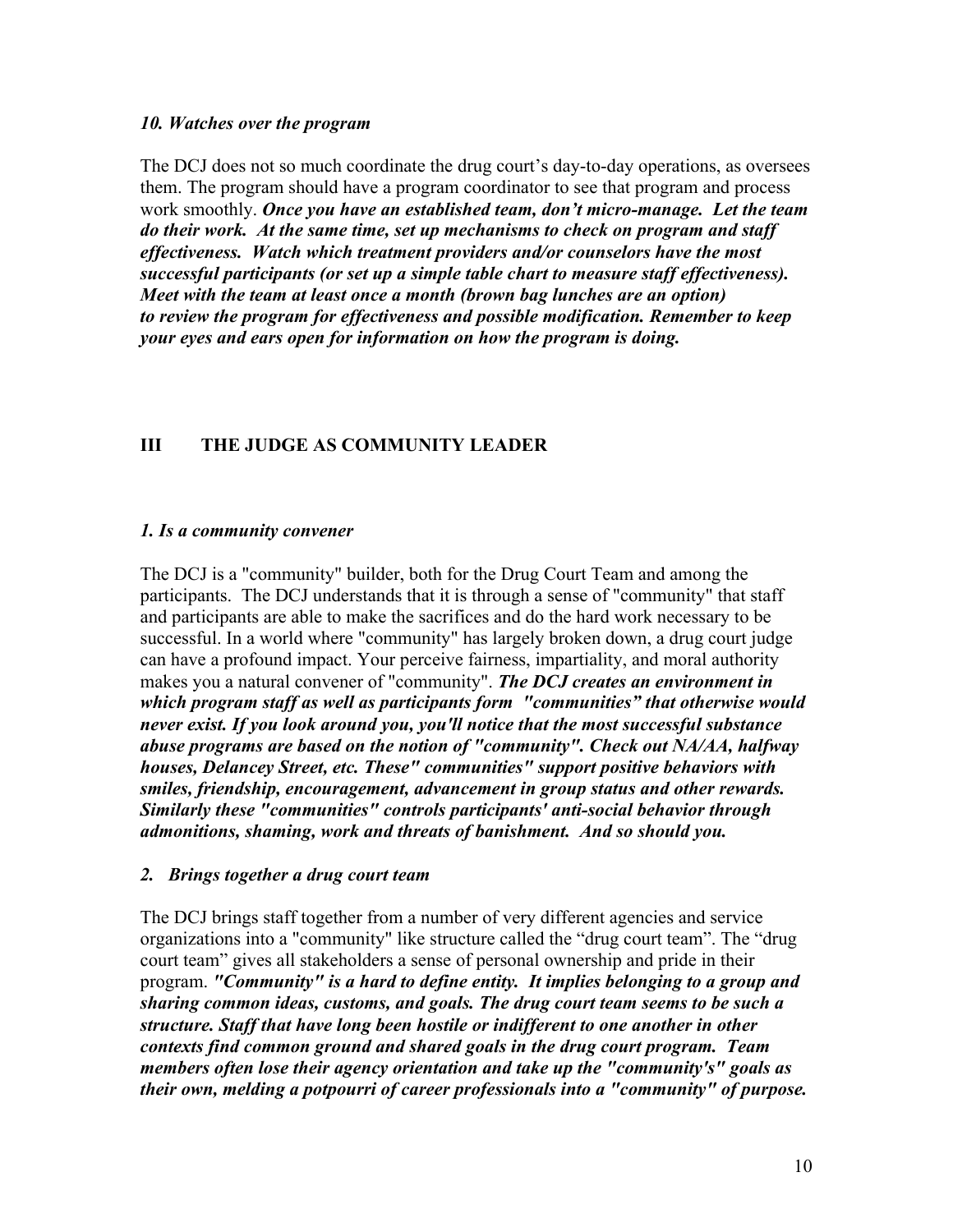*10. Watches over the program*

The DCJ does not so much coordinate the drug court's day-to-day operations, as oversees them. The program should have a program coordinator to see that program and process work smoothly. ***Once you have an established team, don't micro-manage. Let the team do their work. At the same time, set up mechanisms to check on program and staff effectiveness. Watch which treatment providers and/or counselors have the most successful participants (or set up a simple table chart to measure staff effectiveness). Meet with the team at least once a month (brown bag lunches are an option) to review the program for effectiveness and possible modification. Remember to keep your eyes and ears open for information on how the program is doing.***

## III THE JUDGE AS COMMUNITY LEADER

*1. Is a community convener*

The DCJ is a "community" builder, both for the Drug Court Team and among the participants. The DCJ understands that it is through a sense of "community" that staff and participants are able to make the sacrifices and do the hard work necessary to be successful. In a world where "community" has largely broken down, a drug court judge can have a profound impact. Your perceive fairness, impartiality, and moral authority makes you a natural convener of "community". ***The DCJ creates an environment in which program staff as well as participants form "communities" that otherwise would never exist. If you look around you, you'll notice that the most successful substance abuse programs are based on the notion of "community". Check out NA/AA, halfway houses, Delancey Street, etc. These" communities" support positive behaviors with smiles, friendship, encouragement, advancement in group status and other rewards. Similarly these "communities" controls participants' anti-social behavior through admonitions, shaming, work and threats of banishment. And so should you.***

*2. Brings together a drug court team*

The DCJ brings staff together from a number of very different agencies and service organizations into a "community" like structure called the "drug court team". The "drug court team" gives all stakeholders a sense of personal ownership and pride in their program. ***"Community" is a hard to define entity. It implies belonging to a group and sharing common ideas, customs, and goals. The drug court team seems to be such a structure. Staff that have long been hostile or indifferent to one another in other contexts find common ground and shared goals in the drug court program. Team members often lose their agency orientation and take up the "community's" goals as their own, melding a potpourri of career professionals into a "community" of purpose.***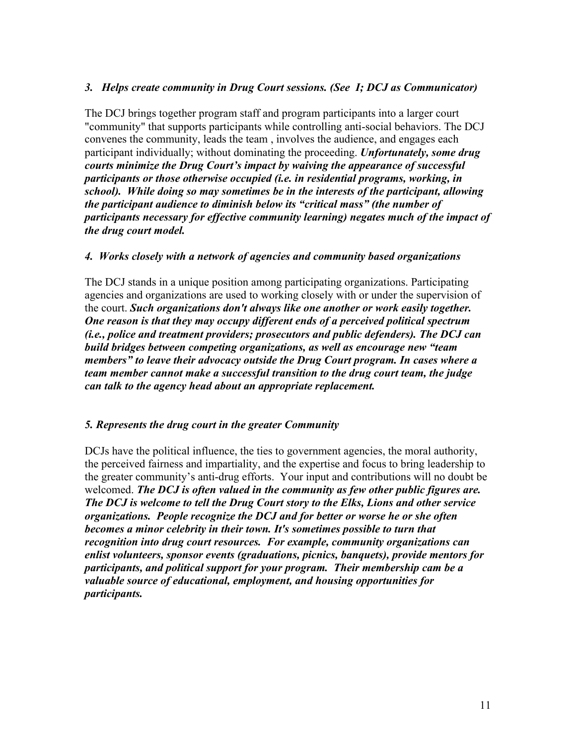### *3. Helps create community in Drug Court sessions. (See I; DCJ as Communicator)*

The DCJ brings together program staff and program participants into a larger court "community" that supports participants while controlling anti-social behaviors. The DCJ convenes the community, leads the team , involves the audience, and engages each participant individually; without dominating the proceeding. ***Unfortunately, some drug courts minimize the Drug Court's impact by waiving the appearance of successful participants or those otherwise occupied (i.e. in residential programs, working, in school). While doing so may sometimes be in the interests of the participant, allowing the participant audience to diminish below its "critical mass" (the number of participants necessary for effective community learning) negates much of the impact of the drug court model.***

### *4. Works closely with a network of agencies and community based organizations*

The DCJ stands in a unique position among participating organizations. Participating agencies and organizations are used to working closely with or under the supervision of the court. ***Such organizations don't always like one another or work easily together. One reason is that they may occupy different ends of a perceived political spectrum (i.e., police and treatment providers; prosecutors and public defenders). The DCJ can build bridges between competing organizations, as well as encourage new "team members" to leave their advocacy outside the Drug Court program. In cases where a team member cannot make a successful transition to the drug court team, the judge can talk to the agency head about an appropriate replacement.***

### *5. Represents the drug court in the greater Community*

DCJs have the political influence, the ties to government agencies, the moral authority, the perceived fairness and impartiality, and the expertise and focus to bring leadership to the greater community's anti-drug efforts. Your input and contributions will no doubt be welcomed. ***The DCJ is often valued in the community as few other public figures are. The DCJ is welcome to tell the Drug Court story to the Elks, Lions and other service organizations. People recognize the DCJ and for better or worse he or she often becomes a minor celebrity in their town. It's sometimes possible to turn that recognition into drug court resources. For example, community organizations can enlist volunteers, sponsor events (graduations, picnics, banquets), provide mentors for participants, and political support for your program. Their membership cam be a valuable source of educational, employment, and housing opportunities for participants.***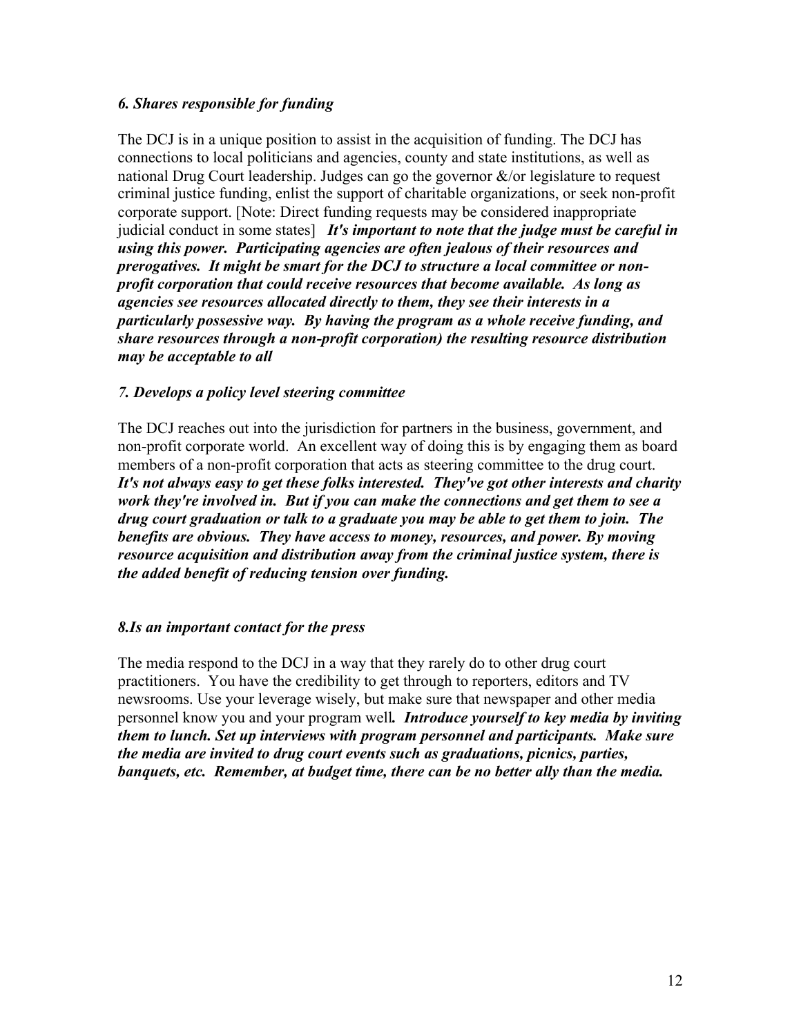### *6. Shares responsible for funding*

The DCJ is in a unique position to assist in the acquisition of funding. The DCJ has connections to local politicians and agencies, county and state institutions, as well as national Drug Court leadership. Judges can go the governor &/or legislature to request criminal justice funding, enlist the support of charitable organizations, or seek non-profit corporate support. [Note: Direct funding requests may be considered inappropriate judicial conduct in some states] ***It's important to note that the judge must be careful in using this power. Participating agencies are often jealous of their resources and prerogatives. It might be smart for the DCJ to structure a local committee or non-profit corporation that could receive resources that become available. As long as agencies see resources allocated directly to them, they see their interests in a particularly possessive way. By having the program as a whole receive funding, and share resources through a non-profit corporation) the resulting resource distribution may be acceptable to all***

### *7. Develops a policy level steering committee*

The DCJ reaches out into the jurisdiction for partners in the business, government, and non-profit corporate world. An excellent way of doing this is by engaging them as board members of a non-profit corporation that acts as steering committee to the drug court. ***It's not always easy to get these folks interested. They've got other interests and charity work they're involved in. But if you can make the connections and get them to see a drug court graduation or talk to a graduate you may be able to get them to join. The benefits are obvious. They have access to money, resources, and power. By moving resource acquisition and distribution away from the criminal justice system, there is the added benefit of reducing tension over funding.***

### *8.Is an important contact for the press*

The media respond to the DCJ in a way that they rarely do to other drug court practitioners. You have the credibility to get through to reporters, editors and TV newsrooms. Use your leverage wisely, but make sure that newspaper and other media personnel know you and your program well***. Introduce yourself to key media by inviting them to lunch. Set up interviews with program personnel and participants. Make sure the media are invited to drug court events such as graduations, picnics, parties, banquets, etc. Remember, at budget time, there can be no better ally than the media.***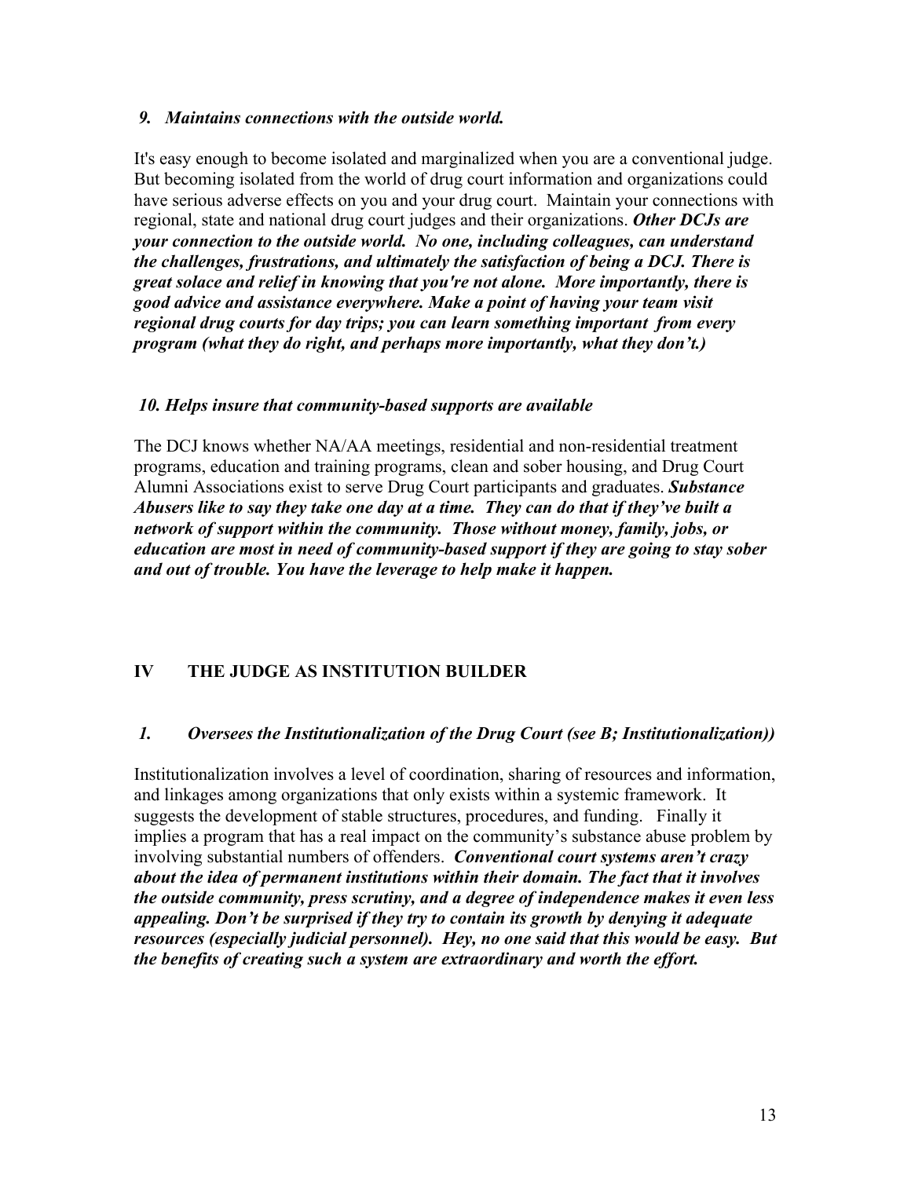### *9. Maintains connections with the outside world.*

It's easy enough to become isolated and marginalized when you are a conventional judge. But becoming isolated from the world of drug court information and organizations could have serious adverse effects on you and your drug court. Maintain your connections with regional, state and national drug court judges and their organizations. ***Other DCJs are your connection to the outside world. No one, including colleagues, can understand the challenges, frustrations, and ultimately the satisfaction of being a DCJ. There is great solace and relief in knowing that you're not alone. More importantly, there is good advice and assistance everywhere. Make a point of having your team visit regional drug courts for day trips; you can learn something important from every program (what they do right, and perhaps more importantly, what they don't.)***

### *10. Helps insure that community-based supports are available*

The DCJ knows whether NA/AA meetings, residential and non-residential treatment programs, education and training programs, clean and sober housing, and Drug Court Alumni Associations exist to serve Drug Court participants and graduates. ***Substance Abusers like to say they take one day at a time. They can do that if they've built a network of support within the community. Those without money, family, jobs, or education are most in need of community-based support if they are going to stay sober and out of trouble. You have the leverage to help make it happen.***

## IV THE JUDGE AS INSTITUTION BUILDER

### *1. Oversees the Institutionalization of the Drug Court (see B; Institutionalization))*

Institutionalization involves a level of coordination, sharing of resources and information, and linkages among organizations that only exists within a systemic framework. It suggests the development of stable structures, procedures, and funding. Finally it implies a program that has a real impact on the community's substance abuse problem by involving substantial numbers of offenders. ***Conventional court systems aren't crazy about the idea of permanent institutions within their domain. The fact that it involves the outside community, press scrutiny, and a degree of independence makes it even less appealing. Don't be surprised if they try to contain its growth by denying it adequate resources (especially judicial personnel). Hey, no one said that this would be easy. But the benefits of creating such a system are extraordinary and worth the effort.***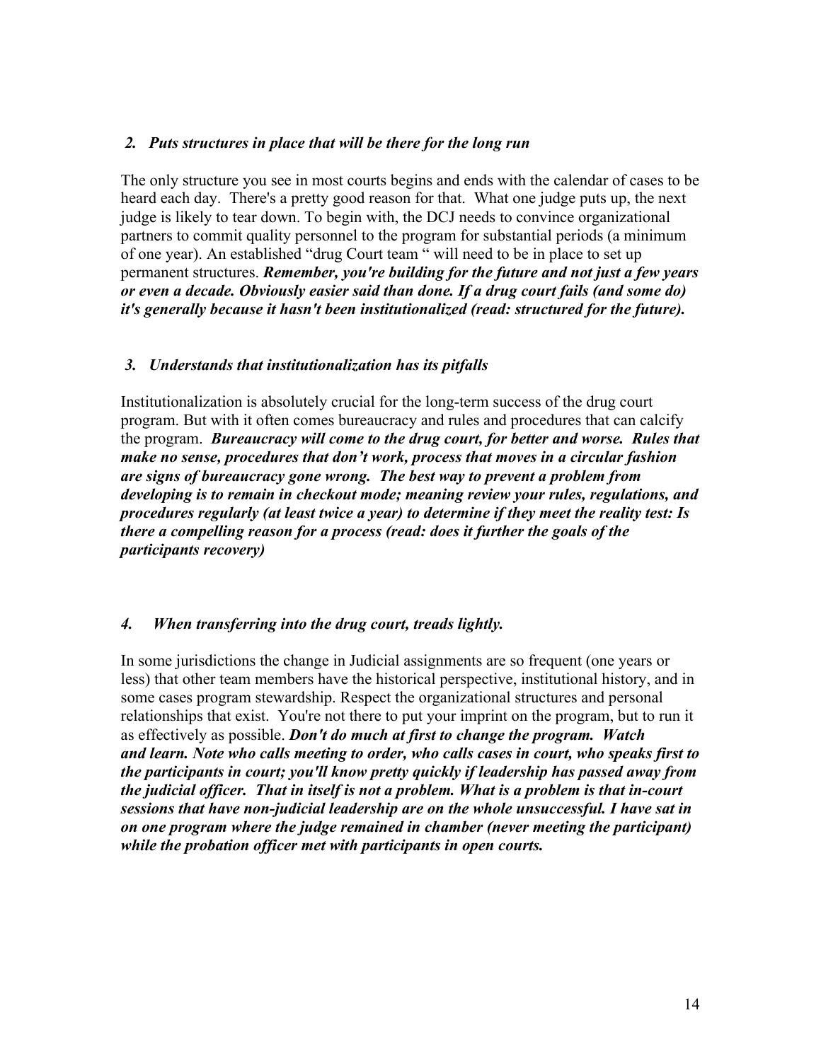### *2. Puts structures in place that will be there for the long run*

The only structure you see in most courts begins and ends with the calendar of cases to be heard each day. There's a pretty good reason for that. What one judge puts up, the next judge is likely to tear down. To begin with, the DCJ needs to convince organizational partners to commit quality personnel to the program for substantial periods (a minimum of one year). An established "drug Court team " will need to be in place to set up permanent structures. ***Remember, you're building for the future and not just a few years or even a decade. Obviously easier said than done. If a drug court fails (and some do) it's generally because it hasn't been institutionalized (read: structured for the future).***

### *3. Understands that institutionalization has its pitfalls*

Institutionalization is absolutely crucial for the long-term success of the drug court program. But with it often comes bureaucracy and rules and procedures that can calcify the program. ***Bureaucracy will come to the drug court, for better and worse. Rules that make no sense, procedures that don't work, process that moves in a circular fashion are signs of bureaucracy gone wrong. The best way to prevent a problem from developing is to remain in checkout mode; meaning review your rules, regulations, and procedures regularly (at least twice a year) to determine if they meet the reality test: Is there a compelling reason for a process (read: does it further the goals of the participants recovery)***

### *4. When transferring into the drug court, treads lightly.*

In some jurisdictions the change in Judicial assignments are so frequent (one years or less) that other team members have the historical perspective, institutional history, and in some cases program stewardship. Respect the organizational structures and personal relationships that exist. You're not there to put your imprint on the program, but to run it as effectively as possible. ***Don't do much at first to change the program. Watch and learn. Note who calls meeting to order, who calls cases in court, who speaks first to the participants in court; you'll know pretty quickly if leadership has passed away from the judicial officer. That in itself is not a problem. What is a problem is that in-court sessions that have non-judicial leadership are on the whole unsuccessful. I have sat in on one program where the judge remained in chamber (never meeting the participant) while the probation officer met with participants in open courts.***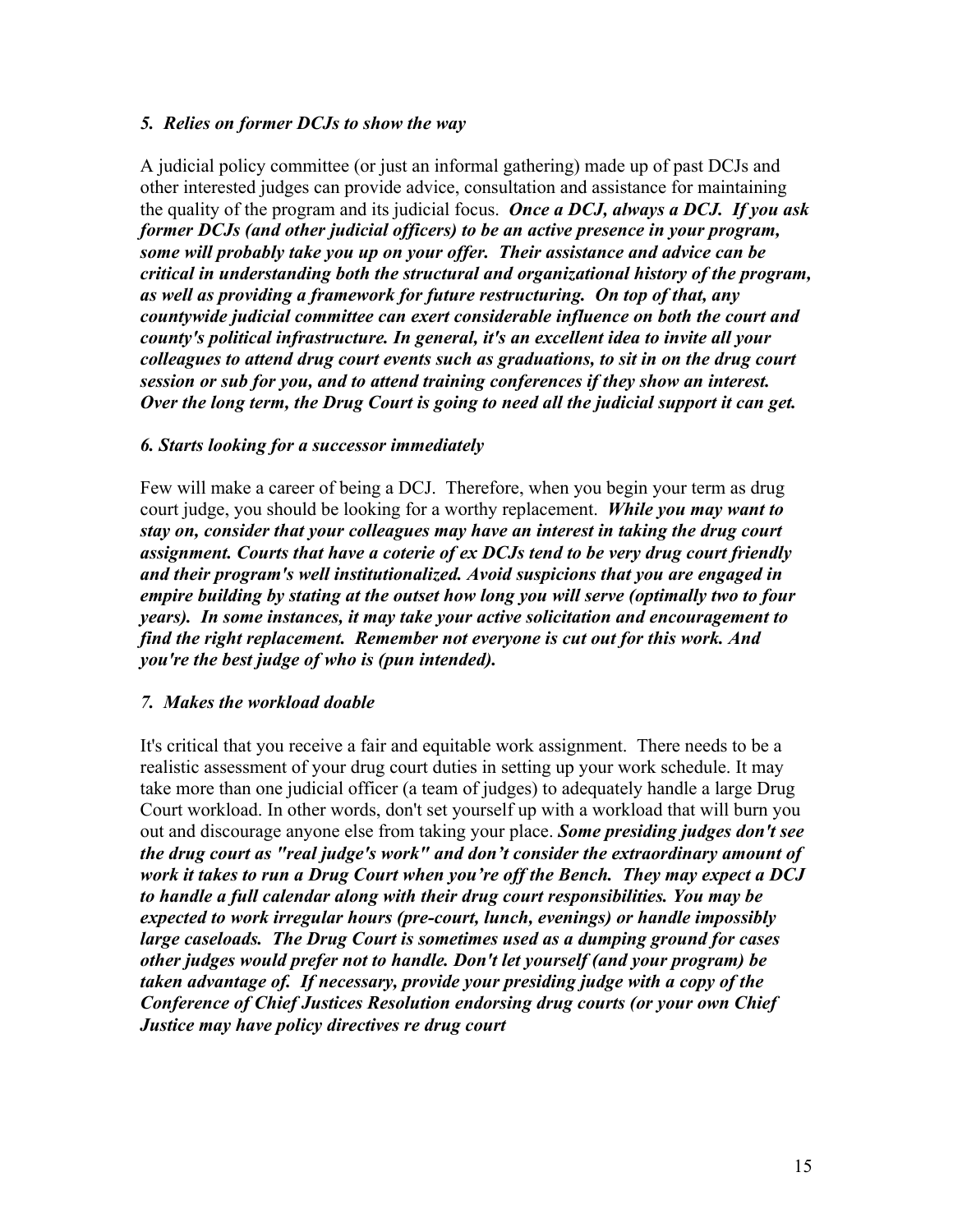### *5. Relies on former DCJs to show the way*

A judicial policy committee (or just an informal gathering) made up of past DCJs and other interested judges can provide advice, consultation and assistance for maintaining the quality of the program and its judicial focus. ***Once a DCJ, always a DCJ. If you ask former DCJs (and other judicial officers) to be an active presence in your program, some will probably take you up on your offer. Their assistance and advice can be critical in understanding both the structural and organizational history of the program, as well as providing a framework for future restructuring. On top of that, any countywide judicial committee can exert considerable influence on both the court and county's political infrastructure. In general, it's an excellent idea to invite all your colleagues to attend drug court events such as graduations, to sit in on the drug court session or sub for you, and to attend training conferences if they show an interest. Over the long term, the Drug Court is going to need all the judicial support it can get.***

### *6. Starts looking for a successor immediately*

Few will make a career of being a DCJ. Therefore, when you begin your term as drug court judge, you should be looking for a worthy replacement. ***While you may want to stay on, consider that your colleagues may have an interest in taking the drug court assignment. Courts that have a coterie of ex DCJs tend to be very drug court friendly and their program's well institutionalized. Avoid suspicions that you are engaged in empire building by stating at the outset how long you will serve (optimally two to four years). In some instances, it may take your active solicitation and encouragement to find the right replacement. Remember not everyone is cut out for this work. And you're the best judge of who is (pun intended).***

### *7. Makes the workload doable*

It's critical that you receive a fair and equitable work assignment. There needs to be a realistic assessment of your drug court duties in setting up your work schedule. It may take more than one judicial officer (a team of judges) to adequately handle a large Drug Court workload. In other words, don't set yourself up with a workload that will burn you out and discourage anyone else from taking your place. ***Some presiding judges don't see the drug court as "real judge's work" and don't consider the extraordinary amount of work it takes to run a Drug Court when you're off the Bench. They may expect a DCJ to handle a full calendar along with their drug court responsibilities. You may be expected to work irregular hours (pre-court, lunch, evenings) or handle impossibly large caseloads. The Drug Court is sometimes used as a dumping ground for cases other judges would prefer not to handle. Don't let yourself (and your program) be taken advantage of. If necessary, provide your presiding judge with a copy of the Conference of Chief Justices Resolution endorsing drug courts (or your own Chief Justice may have policy directives re drug court***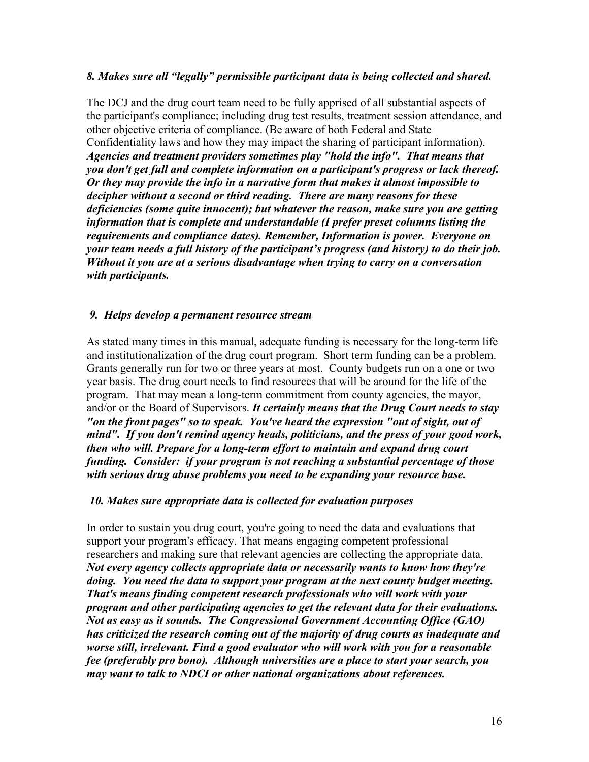### *8. Makes sure all "legally" permissible participant data is being collected and shared.*

The DCJ and the drug court team need to be fully apprised of all substantial aspects of the participant's compliance; including drug test results, treatment session attendance, and other objective criteria of compliance. (Be aware of both Federal and State Confidentiality laws and how they may impact the sharing of participant information). ***Agencies and treatment providers sometimes play "hold the info". That means that you don't get full and complete information on a participant's progress or lack thereof. Or they may provide the info in a narrative form that makes it almost impossible to decipher without a second or third reading. There are many reasons for these deficiencies (some quite innocent); but whatever the reason, make sure you are getting information that is complete and understandable (I prefer preset columns listing the requirements and compliance dates). Remember, Information is power. Everyone on your team needs a full history of the participant's progress (and history) to do their job. Without it you are at a serious disadvantage when trying to carry on a conversation with participants.***

### *9. Helps develop a permanent resource stream*

As stated many times in this manual, adequate funding is necessary for the long-term life and institutionalization of the drug court program. Short term funding can be a problem. Grants generally run for two or three years at most. County budgets run on a one or two year basis. The drug court needs to find resources that will be around for the life of the program. That may mean a long-term commitment from county agencies, the mayor, and/or or the Board of Supervisors. ***It certainly means that the Drug Court needs to stay "on the front pages" so to speak. You've heard the expression "out of sight, out of mind". If you don't remind agency heads, politicians, and the press of your good work, then who will. Prepare for a long-term effort to maintain and expand drug court funding. Consider: if your program is not reaching a substantial percentage of those with serious drug abuse problems you need to be expanding your resource base.***

### *10. Makes sure appropriate data is collected for evaluation purposes*

In order to sustain you drug court, you're going to need the data and evaluations that support your program's efficacy. That means engaging competent professional researchers and making sure that relevant agencies are collecting the appropriate data. ***Not every agency collects appropriate data or necessarily wants to know how they're doing. You need the data to support your program at the next county budget meeting. That's means finding competent research professionals who will work with your program and other participating agencies to get the relevant data for their evaluations. Not as easy as it sounds. The Congressional Government Accounting Office (GAO) has criticized the research coming out of the majority of drug courts as inadequate and worse still, irrelevant. Find a good evaluator who will work with you for a reasonable fee (preferably pro bono). Although universities are a place to start your search, you may want to talk to NDCI or other national organizations about references.***